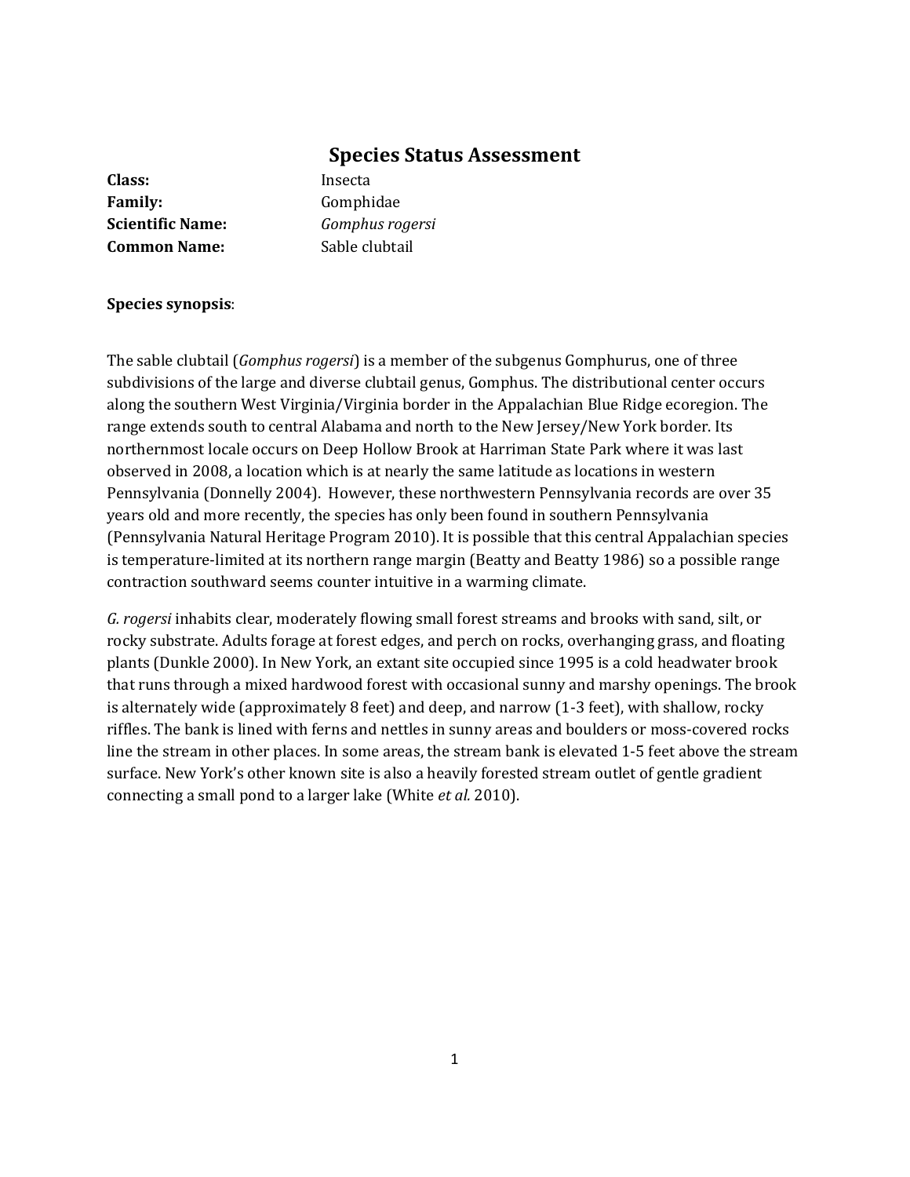# Species Status Assessment

**Class:** Insecta
**Family:** Gomphidae
**Scientific Name:** *Gomphus rogersi*
**Common Name:** Sable clubtail

**Species synopsis**:

The sable clubtail (*Gomphus rogersi*) is a member of the subgenus Gomphurus, one of three subdivisions of the large and diverse clubtail genus, Gomphus. The distributional center occurs along the southern West Virginia/Virginia border in the Appalachian Blue Ridge ecoregion. The range extends south to central Alabama and north to the New Jersey/New York border. Its northernmost locale occurs on Deep Hollow Brook at Harriman State Park where it was last observed in 2008, a location which is at nearly the same latitude as locations in western Pennsylvania (Donnelly 2004). However, these northwestern Pennsylvania records are over 35 years old and more recently, the species has only been found in southern Pennsylvania (Pennsylvania Natural Heritage Program 2010). It is possible that this central Appalachian species is temperature-limited at its northern range margin (Beatty and Beatty 1986) so a possible range contraction southward seems counter intuitive in a warming climate.

*G. rogersi* inhabits clear, moderately flowing small forest streams and brooks with sand, silt, or rocky substrate. Adults forage at forest edges, and perch on rocks, overhanging grass, and floating plants (Dunkle 2000). In New York, an extant site occupied since 1995 is a cold headwater brook that runs through a mixed hardwood forest with occasional sunny and marshy openings. The brook is alternately wide (approximately 8 feet) and deep, and narrow (1-3 feet), with shallow, rocky riffles. The bank is lined with ferns and nettles in sunny areas and boulders or moss-covered rocks line the stream in other places. In some areas, the stream bank is elevated 1-5 feet above the stream surface. New York's other known site is also a heavily forested stream outlet of gentle gradient connecting a small pond to a larger lake (White *et al.* 2010).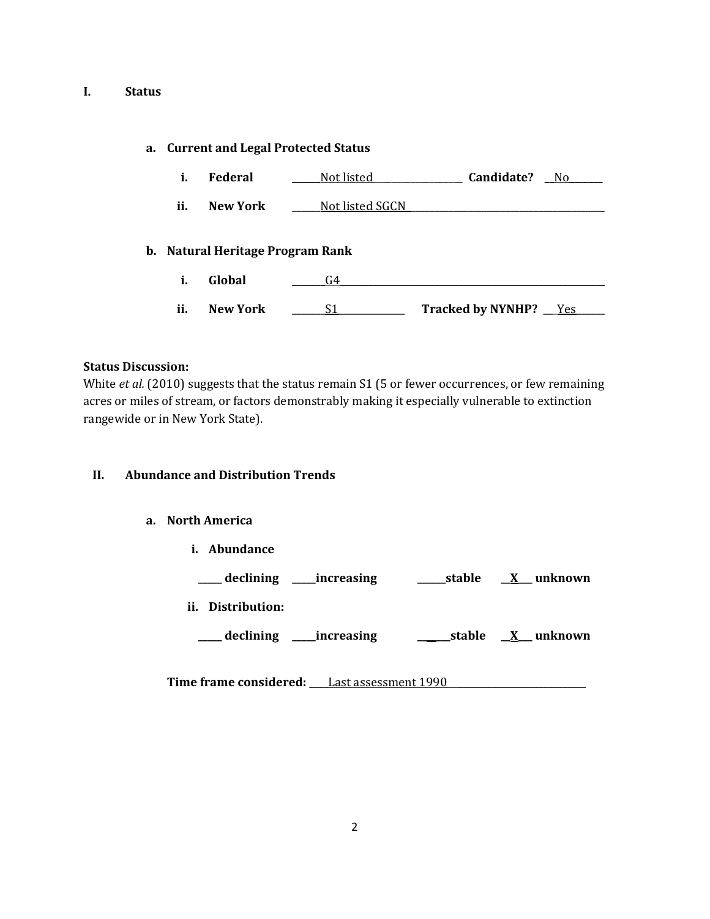# I. Status

## a. Current and Legal Protected Status

**i. Federal** ______Not listled__________________ **Candidate?** __No_______

**ii. New York** ______Not listed SGCN_________________________________________

## b. Natural Heritage Program Rank

**i. Global** _______G4___________________________________________________________

**ii. New York** _______S1______________ **Tracked by NYNHP?** __Yes______

**Status Discussion:**
White *et al.* (2010) suggests that the status remain S1 (5 or fewer occurrences, or few remaining acres or miles of stream, or factors demonstrably making it especially vulnerable to extinction rangewide or in New York State).

# II. Abundance and Distribution Trends

## a. North America

**i. Abundance**

_____ **declining** _____**increasing** ______**stable** __X__ **unknown**

**ii. Distribution:**

_____ **declining** _____**increasing** ______**stable** __X__ **unknown**

**Time frame considered:** ____Last assessment 1990 ___________________________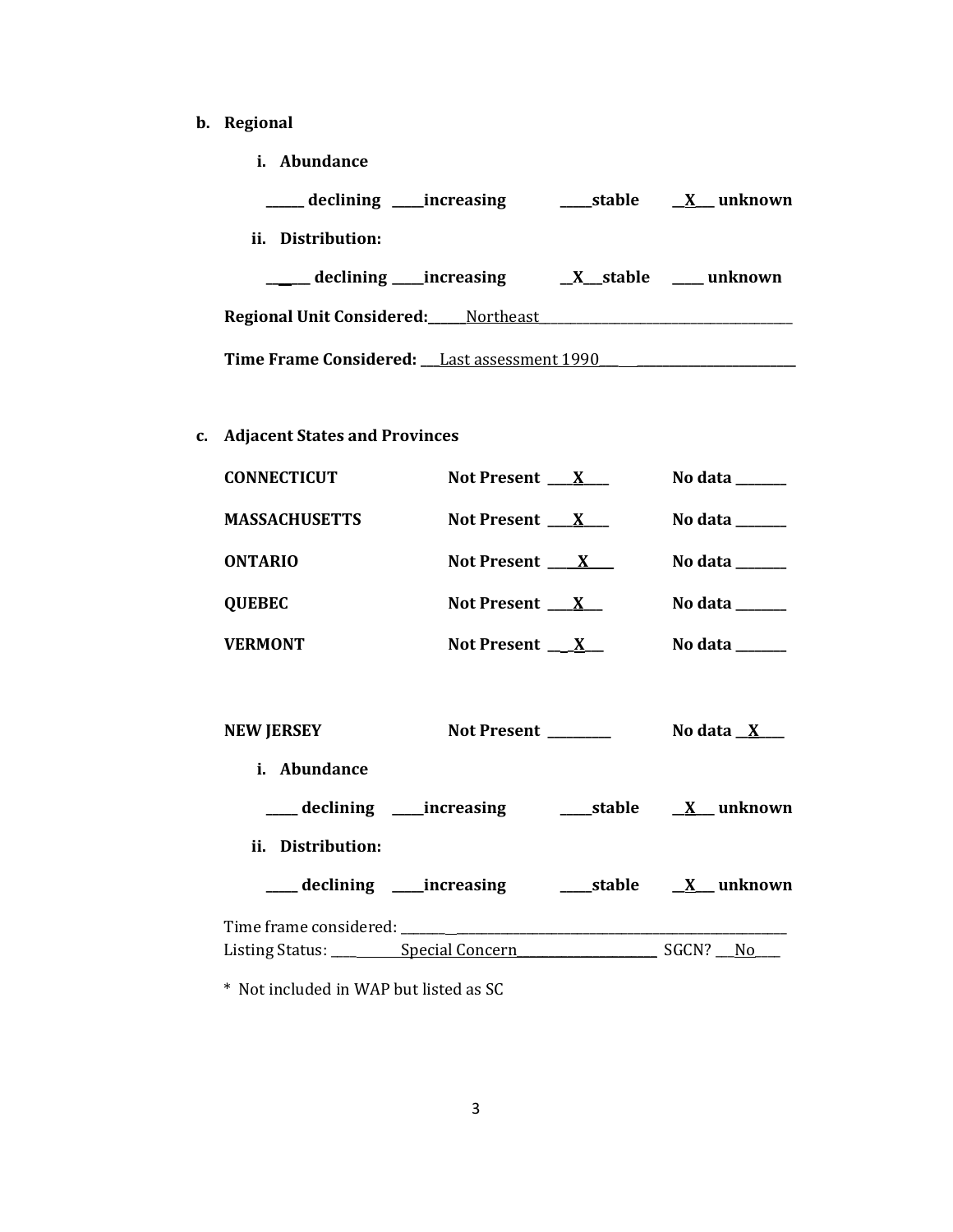**b. Regional**

**i. Abundance**

**\_\_\_\_\_\_ declining \_\_\_\_\_increasing \_\_\_\_\_stable \_\_X\_\_\_ unknown**

**ii. Distribution:**

**\_\_\_\_\_\_ declining \_\_\_\_\_increasing \_\_X\_\_\_stable \_\_\_\_\_ unknown**

**Regional Unit Considered:**\_\_\_\_\_\_Northeast\_\_\_\_\_\_\_\_\_\_\_\_\_\_\_\_\_\_\_\_\_\_\_\_\_\_\_\_\_\_\_\_\_\_\_\_\_\_\_\_

**Time Frame Considered:** \_\_\_Last assessment 1990\_\_\_\_\_\_\_\_\_\_\_\_\_\_\_\_\_\_\_\_\_\_\_\_\_\_\_\_\_

**c. Adjacent States and Provinces**

| | | |
|---|---|---|
| **CONNECTICUT** | **Not Present** \_\_\_\_X\_\_\_\_ | **No data** \_\_\_\_\_\_\_\_ |
| **MASSACHUSETTS** | **Not Present** \_\_\_\_X\_\_\_\_ | **No data** \_\_\_\_\_\_\_\_ |
| **ONTARIO** | **Not Present** \_\_\_\_X\_\_\_\_ | **No data** \_\_\_\_\_\_\_\_ |
| **QUEBEC** | **Not Present** \_\_\_\_X\_\_\_ | **No data** \_\_\_\_\_\_\_\_ |
| **VERMONT** | **Not Present** \_\_\_X\_\_\_ | **No data** \_\_\_\_\_\_\_\_ |

**NEW JERSEY** **Not Present** \_\_\_\_\_\_\_\_\_\_ **No data** \_\_X\_\_\_\_

**i. Abundance**

**\_\_\_\_\_ declining \_\_\_\_\_increasing \_\_\_\_\_stable \_\_X\_\_\_ unknown**

**ii. Distribution:**

**\_\_\_\_\_ declining \_\_\_\_\_increasing \_\_\_\_\_stable \_\_X\_\_\_ unknown**

Time frame considered: \_\_\_\_\_\_\_\_\_\_\_\_\_\_\_\_\_\_\_\_\_\_\_\_\_\_\_\_\_\_\_\_\_\_\_\_\_\_\_\_\_\_\_\_\_\_\_\_\_\_\_\_\_\_\_\_\_\_\_\_\_\_
Listing Status: \_\_\_\_\_\_\_\_\_\_\_\_Special Concern\_\_\_\_\_\_\_\_\_\_\_\_\_\_\_\_\_\_\_\_\_\_\_\_ SGCN? \_\_\_No\_\_\_\_

\* Not included in WAP but listed as SC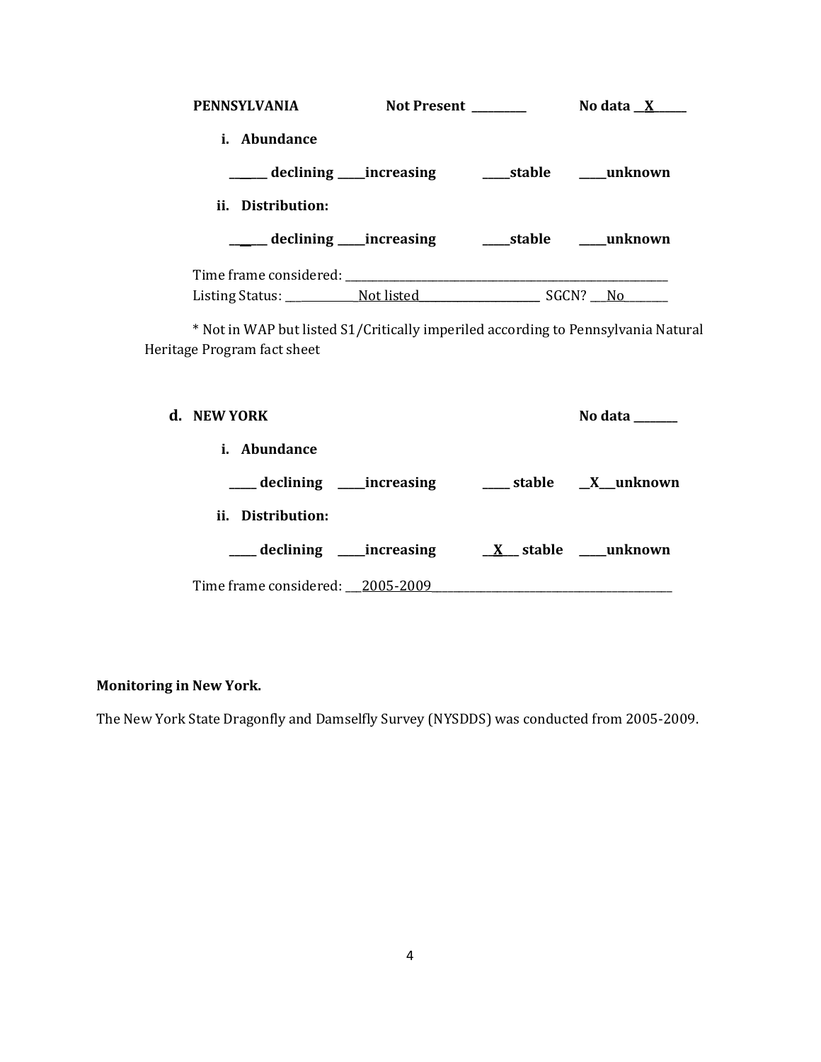**PENNSYLVANIA** **Not Present** _________ **No data** __X______

**i. Abundance**

______ declining _____increasing _____stable _____unknown

**ii. Distribution:**

______ declining _____increasing _____stable _____unknown

Time frame considered: ___________________________________________________________

Listing Status: ____________Not listed______________________ SGCN? ___No________

* Not in WAP but listed S1/Critically imperiled according to Pennsylvania Natural Heritage Program fact sheet

**d. NEW YORK** **No data** ________

**i. Abundance**

_____ declining _____increasing _____ stable __X__unknown

**ii. Distribution:**

_____ declining _____increasing __X___ stable _____unknown

Time frame considered: ___2005-2009_____________________________________________

**Monitoring in New York.**

The New York State Dragonfly and Damselfly Survey (NYSDDS) was conducted from 2005-2009.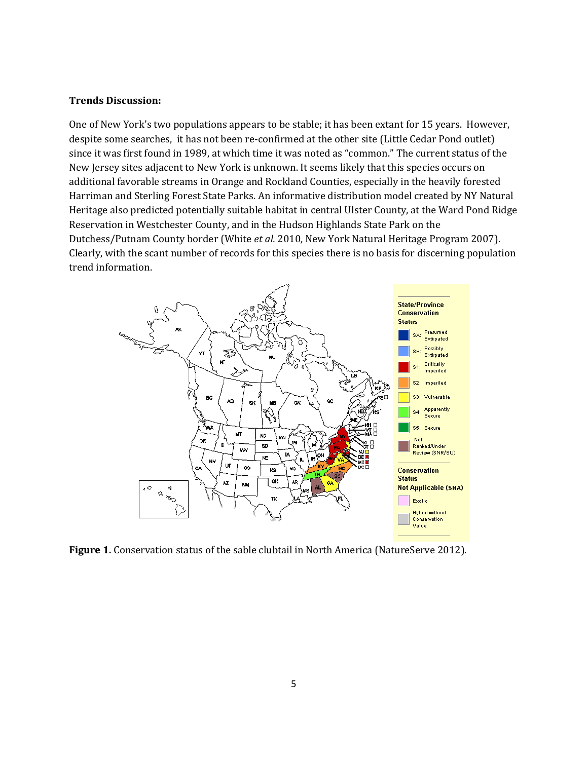**Trends Discussion:**

One of New York's two populations appears to be stable; it has been extant for 15 years. However, despite some searches, it has not been re-confirmed at the other site (Little Cedar Pond outlet) since it was first found in 1989, at which time it was noted as "common." The current status of the New Jersey sites adjacent to New York is unknown. It seems likely that this species occurs on additional favorable streams in Orange and Rockland Counties, especially in the heavily forested Harriman and Sterling Forest State Parks. An informative distribution model created by NY Natural Heritage also predicted potentially suitable habitat in central Ulster County, at the Ward Pond Ridge Reservation in Westchester County, and in the Hudson Highlands State Park on the Dutchess/Putnam County border (White *et al.* 2010, New York Natural Heritage Program 2007). Clearly, with the scant number of records for this species there is no basis for discerning population trend information.

**Figure 1.** Conservation status of the sable clubtail in North America (NatureServe 2012).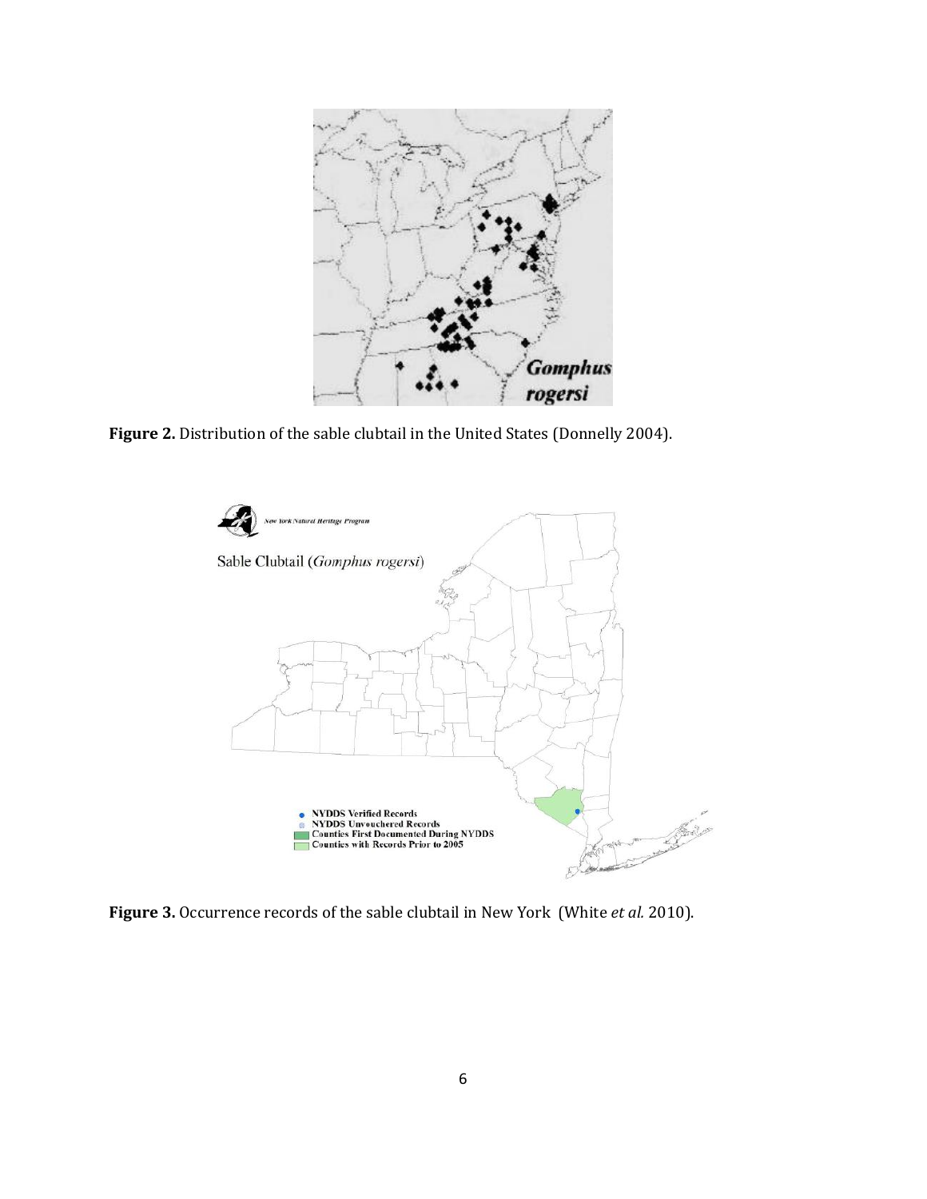**Figure 2.** Distribution of the sable clubtail in the United States (Donnelly 2004).

**Figure 3.** Occurrence records of the sable clubtail in New York (White *et al.* 2010).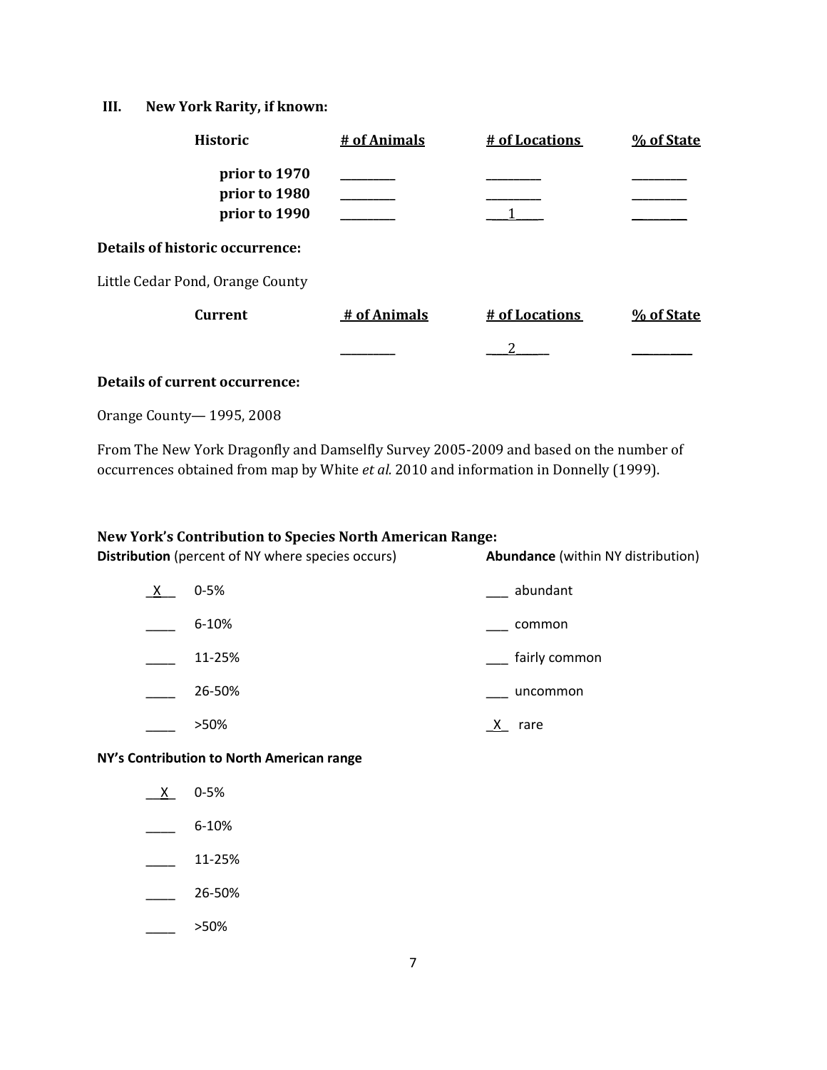## III. New York Rarity, if known:

| Historic | # of Animals | # of Locations | % of State |
|---|---|---|---|
| prior to 1970 | ________ | ________ | ________ |
| prior to 1980 | ________ | ________ | ________ |
| prior to 1990 | ________ | ___1____ | ________ |

**Details of historic occurrence:**

Little Cedar Pond, Orange County

| Current | # of Animals | # of Locations | % of State |
|---|---|---|---|
| | ________ | ___2_____ | _________ |

**Details of current occurrence:**

Orange County— 1995, 2008

From The New York Dragonfly and Damselfly Survey 2005-2009 and based on the number of occurrences obtained from map by White *et al.* 2010 and information in Donnelly (1999).

### New York's Contribution to Species North American Range:

| **Distribution** (percent of NY where species occurs) | | **Abundance** (within NY distribution) | |
|---|---|---|---|
| _X__ | 0-5% | ___ | abundant |
| ____ | 6-10% | ___ | common |
| ____ | 11-25% | ___ | fairly common |
| ____ | 26-50% | ___ | uncommon |
| ____ | >50% | _X_ | rare |

**NY's Contribution to North American range**

- _X_ 0-5%
- ____ 6-10%
- ____ 11-25%
- ____ 26-50%
- ____ >50%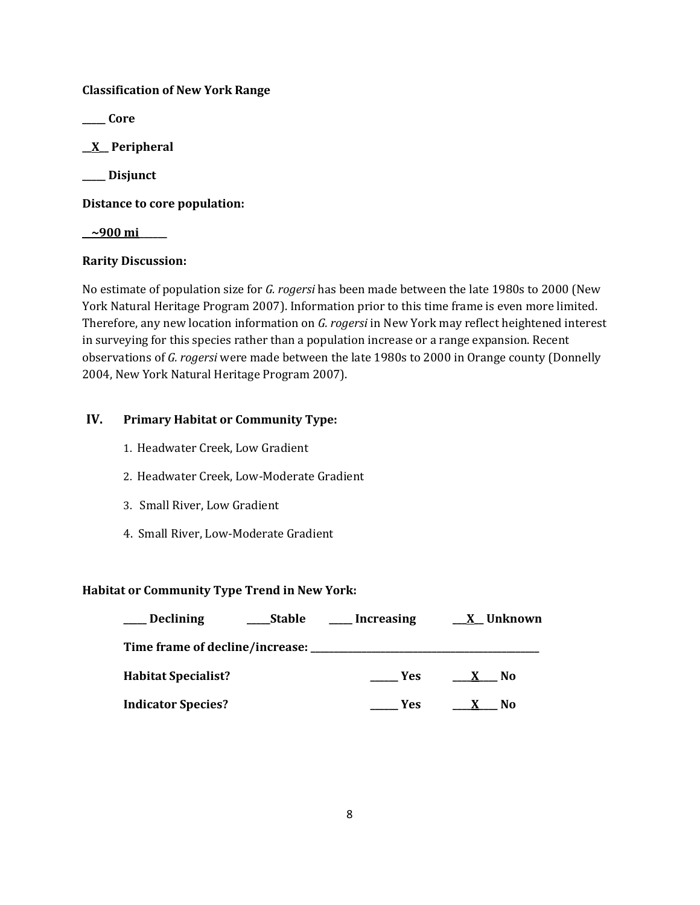**Classification of New York Range**

_____ **Core**

__X__ **Peripheral**

_____ **Disjunct**

**Distance to core population:**

__~900 mi______

**Rarity Discussion:**

No estimate of population size for *G. rogersi* has been made between the late 1980s to 2000 (New York Natural Heritage Program 2007). Information prior to this time frame is even more limited. Therefore, any new location information on *G. rogersi* in New York may reflect heightened interest in surveying for this species rather than a population increase or a range expansion. Recent observations of *G. rogersi* were made between the late 1980s to 2000 in Orange county (Donnelly 2004, New York Natural Heritage Program 2007).

## IV. Primary Habitat or Community Type:

1. Headwater Creek, Low Gradient
2. Headwater Creek, Low-Moderate Gradient
3. Small River, Low Gradient
4. Small River, Low-Moderate Gradient

**Habitat or Community Type Trend in New York:**

**____ Declining** **_____Stable** **____ Increasing** **___X__ Unknown**

**Time frame of decline/increase: _______________________________________________**

**Habitat Specialist?** **_____ Yes** **___X___ No**

**Indicator Species?** **_____ Yes** **___X___ No**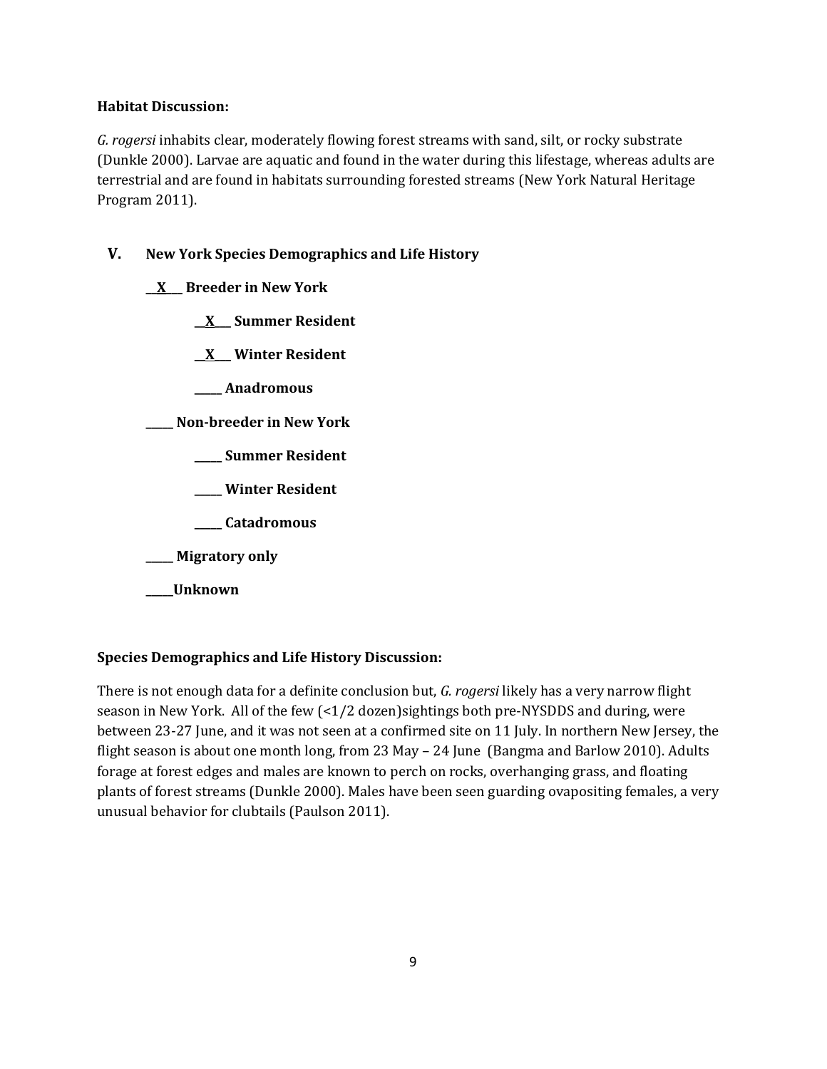**Habitat Discussion:**

*G. rogersi* inhabits clear, moderately flowing forest streams with sand, silt, or rocky substrate (Dunkle 2000). Larvae are aquatic and found in the water during this lifestage, whereas adults are terrestrial and are found in habitats surrounding forested streams (New York Natural Heritage Program 2011).

## V. New York Species Demographics and Life History

**__X___ Breeder in New York**

- **__X___ Summer Resident**
- **__X___ Winter Resident**
- **_____ Anadromous**

**_____ Non-breeder in New York**

- **_____ Summer Resident**
- **_____ Winter Resident**
- **_____ Catadromous**

**_____ Migratory only**

**_____Unknown**

**Species Demographics and Life History Discussion:**

There is not enough data for a definite conclusion but, *G. rogersi* likely has a very narrow flight season in New York. All of the few (<1/2 dozen)sightings both pre-NYSDDS and during, were between 23-27 June, and it was not seen at a confirmed site on 11 July. In northern New Jersey, the flight season is about one month long, from 23 May – 24 June (Bangma and Barlow 2010). Adults forage at forest edges and males are known to perch on rocks, overhanging grass, and floating plants of forest streams (Dunkle 2000). Males have been seen guarding ovapositing females, a very unusual behavior for clubtails (Paulson 2011).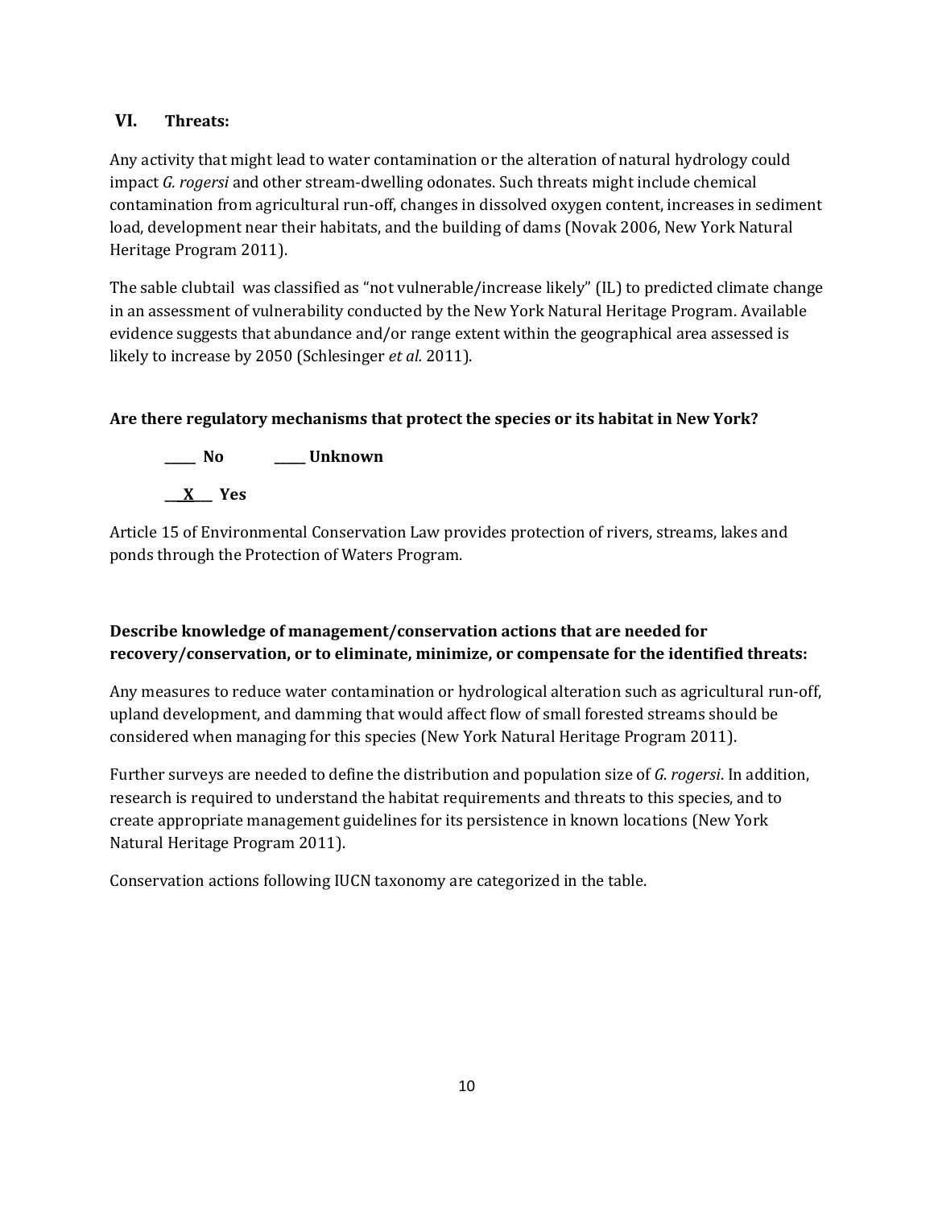## VI. Threats:

Any activity that might lead to water contamination or the alteration of natural hydrology could impact *G. rogersi* and other stream-dwelling odonates. Such threats might include chemical contamination from agricultural run-off, changes in dissolved oxygen content, increases in sediment load, development near their habitats, and the building of dams (Novak 2006, New York Natural Heritage Program 2011).

The sable clubtail was classified as "not vulnerable/increase likely" (IL) to predicted climate change in an assessment of vulnerability conducted by the New York Natural Heritage Program. Available evidence suggests that abundance and/or range extent within the geographical area assessed is likely to increase by 2050 (Schlesinger *et al.* 2011).

**Are there regulatory mechanisms that protect the species or its habitat in New York?**

**_____ No _____ Unknown**

**__X__ Yes**

Article 15 of Environmental Conservation Law provides protection of rivers, streams, lakes and ponds through the Protection of Waters Program.

**Describe knowledge of management/conservation actions that are needed for recovery/conservation, or to eliminate, minimize, or compensate for the identified threats:**

Any measures to reduce water contamination or hydrological alteration such as agricultural run-off, upland development, and damming that would affect flow of small forested streams should be considered when managing for this species (New York Natural Heritage Program 2011).

Further surveys are needed to define the distribution and population size of *G. rogersi*. In addition, research is required to understand the habitat requirements and threats to this species, and to create appropriate management guidelines for its persistence in known locations (New York Natural Heritage Program 2011).

Conservation actions following IUCN taxonomy are categorized in the table.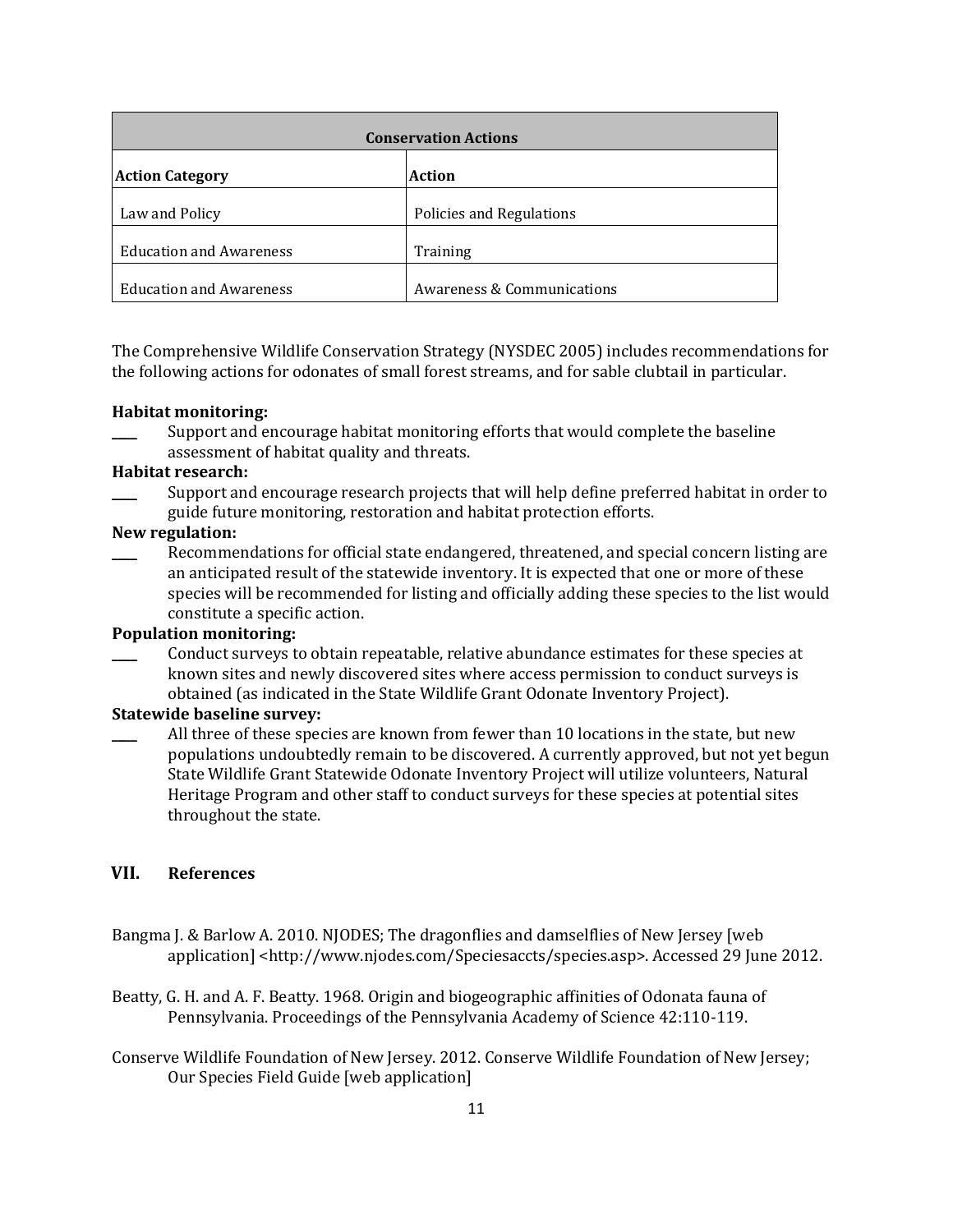| Conservation Actions | |
| --- | --- |
| **Action Category** | **Action** |
| Law and Policy | Policies and Regulations |
| Education and Awareness | Training |
| Education and Awareness | Awareness & Communications |

The Comprehensive Wildlife Conservation Strategy (NYSDEC 2005) includes recommendations for the following actions for odonates of small forest streams, and for sable clubtail in particular.

**Habitat monitoring:**

____ Support and encourage habitat monitoring efforts that would complete the baseline assessment of habitat quality and threats.

**Habitat research:**

____ Support and encourage research projects that will help define preferred habitat in order to guide future monitoring, restoration and habitat protection efforts.

**New regulation:**

____ Recommendations for official state endangered, threatened, and special concern listing are an anticipated result of the statewide inventory. It is expected that one or more of these species will be recommended for listing and officially adding these species to the list would constitute a specific action.

**Population monitoring:**

____ Conduct surveys to obtain repeatable, relative abundance estimates for these species at known sites and newly discovered sites where access permission to conduct surveys is obtained (as indicated in the State Wildlife Grant Odonate Inventory Project).

**Statewide baseline survey:**

____ All three of these species are known from fewer than 10 locations in the state, but new populations undoubtedly remain to be discovered. A currently approved, but not yet begun State Wildlife Grant Statewide Odonate Inventory Project will utilize volunteers, Natural Heritage Program and other staff to conduct surveys for these species at potential sites throughout the state.

## VII. References

Bangma J. & Barlow A. 2010. NJODES; The dragonflies and damselflies of New Jersey [web application] <http://www.njodes.com/Speciesaccts/species.asp>. Accessed 29 June 2012.

Beatty, G. H. and A. F. Beatty. 1968. Origin and biogeographic affinities of Odonata fauna of Pennsylvania. Proceedings of the Pennsylvania Academy of Science 42:110-119.

Conserve Wildlife Foundation of New Jersey. 2012. Conserve Wildlife Foundation of New Jersey; Our Species Field Guide [web application]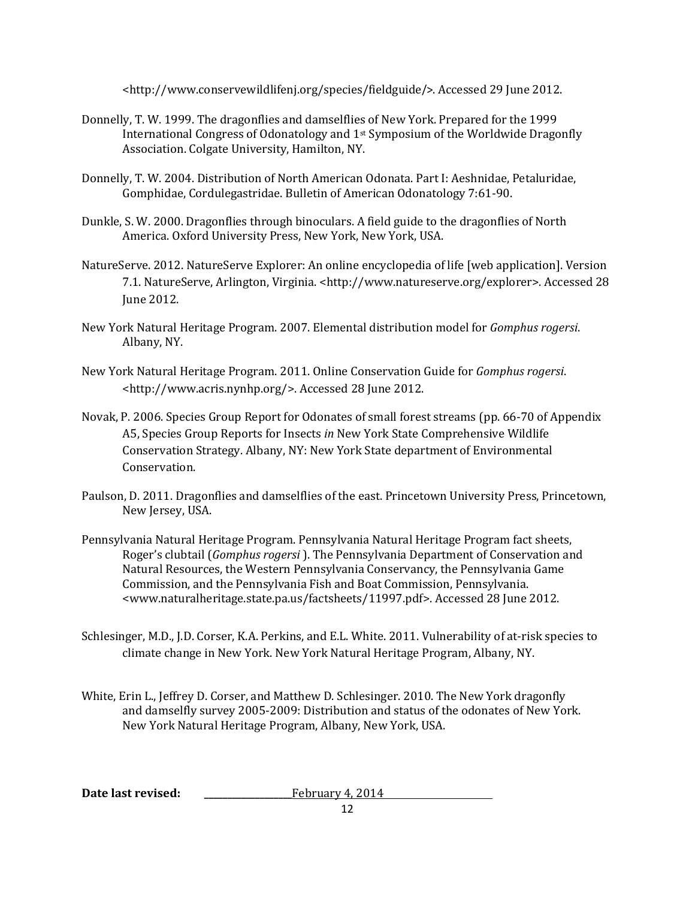<http://www.conservewildlifenj.org/species/fieldguide/>. Accessed 29 June 2012.

Donnelly, T. W. 1999. The dragonflies and damselflies of New York. Prepared for the 1999 International Congress of Odonatology and 1st Symposium of the Worldwide Dragonfly Association. Colgate University, Hamilton, NY.

Donnelly, T. W. 2004. Distribution of North American Odonata. Part I: Aeshnidae, Petaluridae, Gomphidae, Cordulegastridae. Bulletin of American Odonatology 7:61-90.

Dunkle, S. W. 2000. Dragonflies through binoculars. A field guide to the dragonflies of North America. Oxford University Press, New York, New York, USA.

NatureServe. 2012. NatureServe Explorer: An online encyclopedia of life [web application]. Version 7.1. NatureServe, Arlington, Virginia. <http://www.natureserve.org/explorer>. Accessed 28 June 2012.

New York Natural Heritage Program. 2007. Elemental distribution model for *Gomphus rogersi*. Albany, NY.

New York Natural Heritage Program. 2011. Online Conservation Guide for *Gomphus rogersi*. <http://www.acris.nynhp.org/>. Accessed 28 June 2012.

Novak, P. 2006. Species Group Report for Odonates of small forest streams (pp. 66-70 of Appendix A5, Species Group Reports for Insects *in* New York State Comprehensive Wildlife Conservation Strategy. Albany, NY: New York State department of Environmental Conservation.

Paulson, D. 2011. Dragonflies and damselflies of the east. Princetown University Press, Princetown, New Jersey, USA.

Pennsylvania Natural Heritage Program. Pennsylvania Natural Heritage Program fact sheets, Roger's clubtail (*Gomphus rogersi* ). The Pennsylvania Department of Conservation and Natural Resources, the Western Pennsylvania Conservancy, the Pennsylvania Game Commission, and the Pennsylvania Fish and Boat Commission, Pennsylvania. <www.naturalheritage.state.pa.us/factsheets/11997.pdf>. Accessed 28 June 2012.

Schlesinger, M.D., J.D. Corser, K.A. Perkins, and E.L. White. 2011. Vulnerability of at-risk species to climate change in New York. New York Natural Heritage Program, Albany, NY.

White, Erin L., Jeffrey D. Corser, and Matthew D. Schlesinger. 2010. The New York dragonfly and damselfly survey 2005-2009: Distribution and status of the odonates of New York. New York Natural Heritage Program, Albany, New York, USA.

**Date last revised:** February 4, 2014